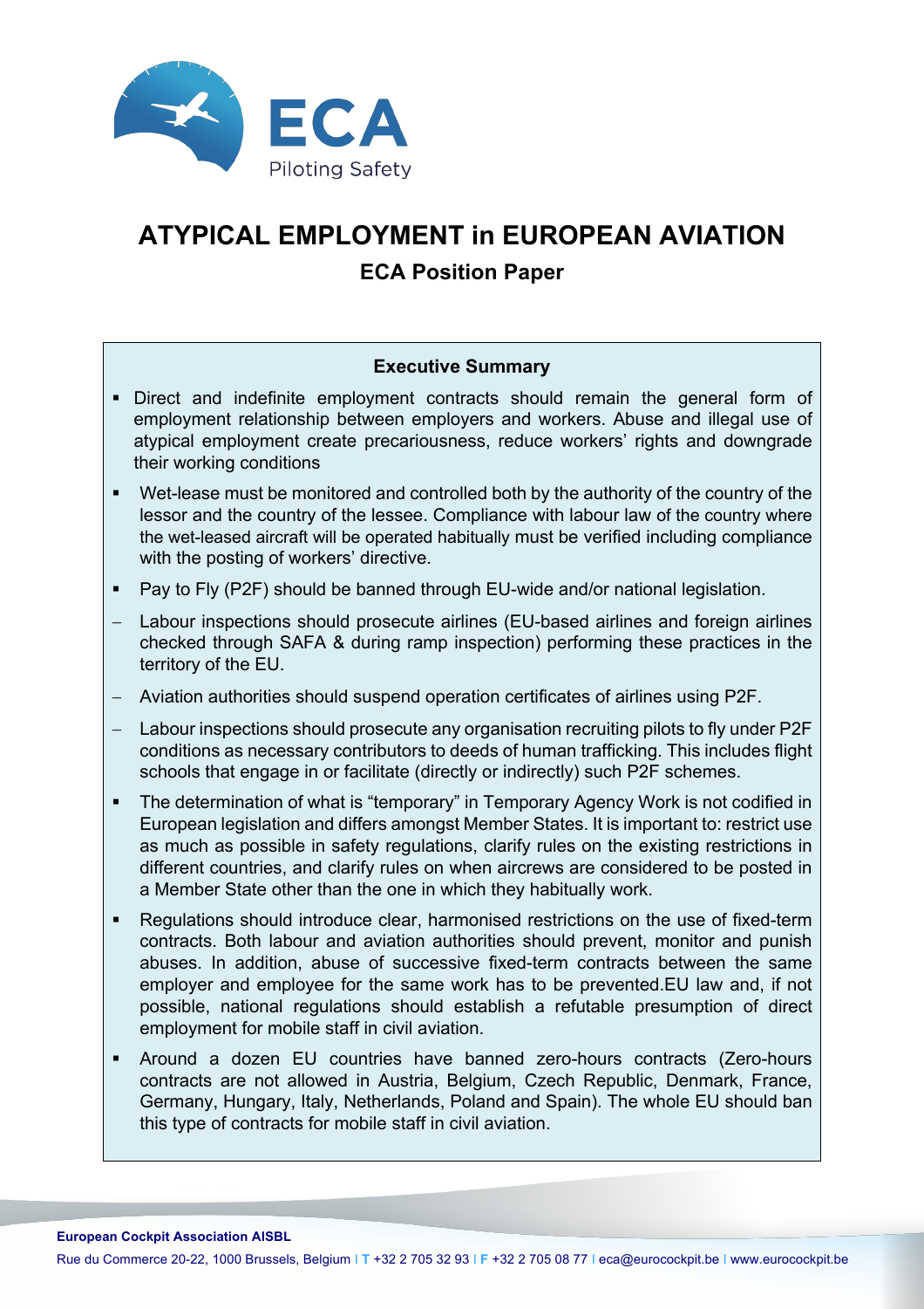# ATYPICAL EMPLOYMENT in EUROPEAN AVIATION

## ECA Position Paper

**Executive Summary**

- Direct and indefinite employment contracts should remain the general form of employment relationship between employers and workers. Abuse and illegal use of atypical employment create precariousness, reduce workers' rights and downgrade their working conditions
- Wet-lease must be monitored and controlled both by the authority of the country of the lessor and the country of the lessee. Compliance with labour law of the country where the wet-leased aircraft will be operated habitually must be verified including compliance with the posting of workers' directive.
- Pay to Fly (P2F) should be banned through EU-wide and/or national legislation.
  - Labour inspections should prosecute airlines (EU-based airlines and foreign airlines checked through SAFA & during ramp inspection) performing these practices in the territory of the EU.
  - Aviation authorities should suspend operation certificates of airlines using P2F.
  - Labour inspections should prosecute any organisation recruiting pilots to fly under P2F conditions as necessary contributors to deeds of human trafficking. This includes flight schools that engage in or facilitate (directly or indirectly) such P2F schemes.
- The determination of what is "temporary" in Temporary Agency Work is not codified in European legislation and differs amongst Member States. It is important to: restrict use as much as possible in safety regulations, clarify rules on the existing restrictions in different countries, and clarify rules on when aircrews are considered to be posted in a Member State other than the one in which they habitually work.
- Regulations should introduce clear, harmonised restrictions on the use of fixed-term contracts. Both labour and aviation authorities should prevent, monitor and punish abuses. In addition, abuse of successive fixed-term contracts between the same employer and employee for the same work has to be prevented.EU law and, if not possible, national regulations should establish a refutable presumption of direct employment for mobile staff in civil aviation.
- Around a dozen EU countries have banned zero-hours contracts (Zero-hours contracts are not allowed in Austria, Belgium, Czech Republic, Denmark, France, Germany, Hungary, Italy, Netherlands, Poland and Spain). The whole EU should ban this type of contracts for mobile staff in civil aviation.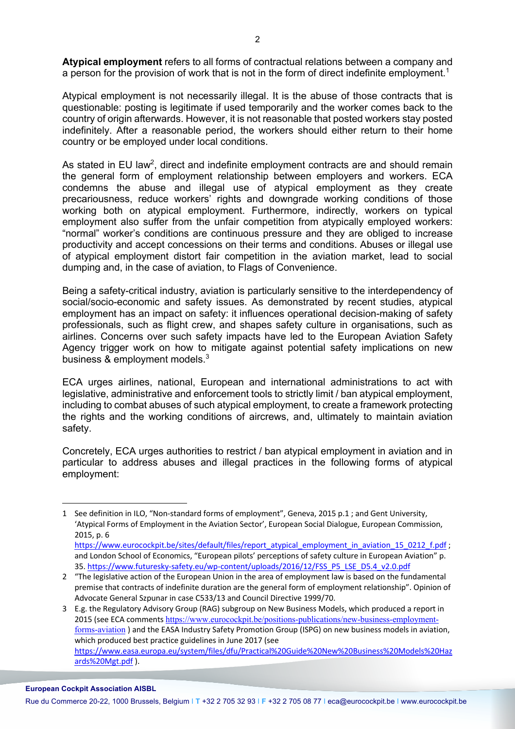**Atypical employment** refers to all forms of contractual relations between a company and a person for the provision of work that is not in the form of direct indefinite employment.[1]

Atypical employment is not necessarily illegal. It is the abuse of those contracts that is questionable: posting is legitimate if used temporarily and the worker comes back to the country of origin afterwards. However, it is not reasonable that posted workers stay posted indefinitely. After a reasonable period, the workers should either return to their home country or be employed under local conditions.

As stated in EU law[2], direct and indefinite employment contracts are and should remain the general form of employment relationship between employers and workers. ECA condemns the abuse and illegal use of atypical employment as they create precariousness, reduce workers' rights and downgrade working conditions of those working both on atypical employment. Furthermore, indirectly, workers on typical employment also suffer from the unfair competition from atypically employed workers: "normal" worker's conditions are continuous pressure and they are obliged to increase productivity and accept concessions on their terms and conditions. Abuses or illegal use of atypical employment distort fair competition in the aviation market, lead to social dumping and, in the case of aviation, to Flags of Convenience.

Being a safety-critical industry, aviation is particularly sensitive to the interdependency of social/socio-economic and safety issues. As demonstrated by recent studies, atypical employment has an impact on safety: it influences operational decision-making of safety professionals, such as flight crew, and shapes safety culture in organisations, such as airlines. Concerns over such safety impacts have led to the European Aviation Safety Agency trigger work on how to mitigate against potential safety implications on new business & employment models.[3]

ECA urges airlines, national, European and international administrations to act with legislative, administrative and enforcement tools to strictly limit / ban atypical employment, including to combat abuses of such atypical employment, to create a framework protecting the rights and the working conditions of aircrews, and, ultimately to maintain aviation safety.

Concretely, ECA urges authorities to restrict / ban atypical employment in aviation and in particular to address abuses and illegal practices in the following forms of atypical employment:

---

1 See definition in ILO, "Non-standard forms of employment", Geneva, 2015 p.1 ; and Gent University, 'Atypical Forms of Employment in the Aviation Sector', European Social Dialogue, European Commission, 2015, p. 6 https://www.eurocockpit.be/sites/default/files/report_atypical_employment_in_aviation_15_0212_f.pdf ; and London School of Economics, "European pilots' perceptions of safety culture in European Aviation" p. 35. https://www.futuresky-safety.eu/wp-content/uploads/2016/12/FSS_P5_LSE_D5.4_v2.0.pdf

2 "The legislative action of the European Union in the area of employment law is based on the fundamental premise that contracts of indefinite duration are the general form of employment relationship". Opinion of Advocate General Szpunar in case C533/13 and Council Directive 1999/70.

3 E.g. the Regulatory Advisory Group (RAG) subgroup on New Business Models, which produced a report in 2015 (see ECA comments https://www.eurocockpit.be/positions-publications/new-business-employment-forms-aviation ) and the EASA Industry Safety Promotion Group (ISPG) on new business models in aviation, which produced best practice guidelines in June 2017 (see https://www.easa.europa.eu/system/files/dfu/Practical%20Guide%20New%20Business%20Models%20Hazards%20Mgt.pdf ).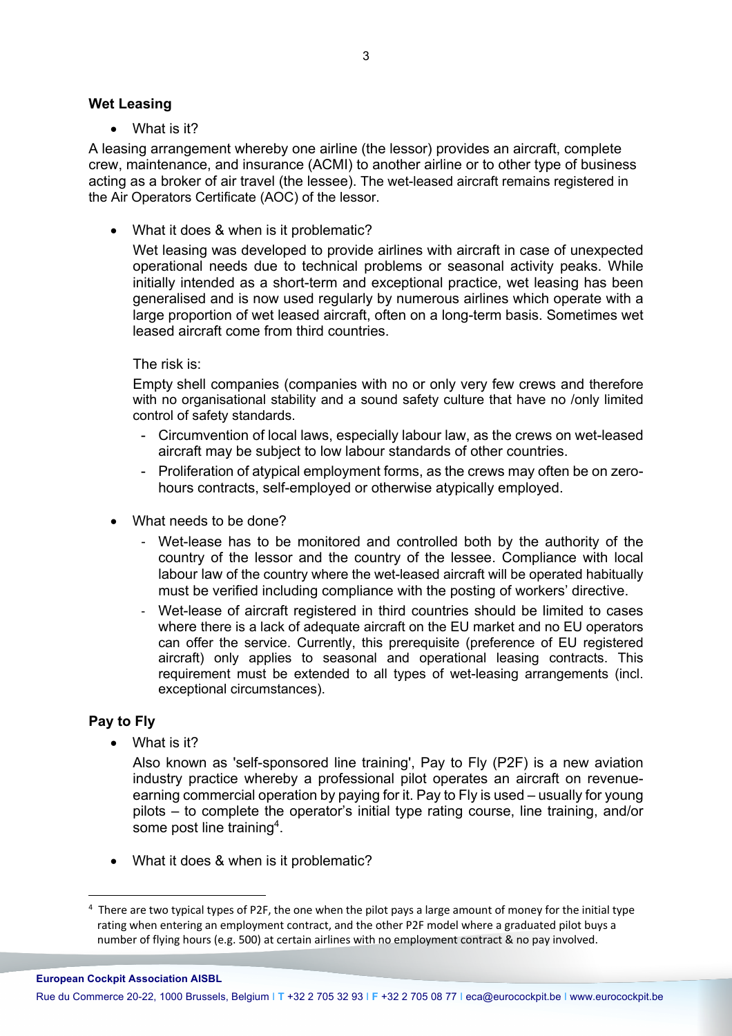## Wet Leasing

- What is it?

A leasing arrangement whereby one airline (the lessor) provides an aircraft, complete crew, maintenance, and insurance (ACMI) to another airline or to other type of business acting as a broker of air travel (the lessee). The wet-leased aircraft remains registered in the Air Operators Certificate (AOC) of the lessor.

- What it does & when is it problematic?

  Wet leasing was developed to provide airlines with aircraft in case of unexpected operational needs due to technical problems or seasonal activity peaks. While initially intended as a short-term and exceptional practice, wet leasing has been generalised and is now used regularly by numerous airlines which operate with a large proportion of wet leased aircraft, often on a long-term basis. Sometimes wet leased aircraft come from third countries.

  The risk is:

  Empty shell companies (companies with no or only very few crews and therefore with no organisational stability and a sound safety culture that have no /only limited control of safety standards.

  - Circumvention of local laws, especially labour law, as the crews on wet-leased aircraft may be subject to low labour standards of other countries.
  - Proliferation of atypical employment forms, as the crews may often be on zero-hours contracts, self-employed or otherwise atypically employed.

- What needs to be done?
  - Wet-lease has to be monitored and controlled both by the authority of the country of the lessor and the country of the lessee. Compliance with local labour law of the country where the wet-leased aircraft will be operated habitually must be verified including compliance with the posting of workers' directive.
  - Wet-lease of aircraft registered in third countries should be limited to cases where there is a lack of adequate aircraft on the EU market and no EU operators can offer the service. Currently, this prerequisite (preference of EU registered aircraft) only applies to seasonal and operational leasing contracts. This requirement must be extended to all types of wet-leasing arrangements (incl. exceptional circumstances).

## Pay to Fly

- What is it?

  Also known as 'self-sponsored line training', Pay to Fly (P2F) is a new aviation industry practice whereby a professional pilot operates an aircraft on revenue-earning commercial operation by paying for it. Pay to Fly is used – usually for young pilots – to complete the operator's initial type rating course, line training, and/or some post line training[4].

- What it does & when is it problematic?

[4] There are two typical types of P2F, the one when the pilot pays a large amount of money for the initial type rating when entering an employment contract, and the other P2F model where a graduated pilot buys a number of flying hours (e.g. 500) at certain airlines with no employment contract & no pay involved.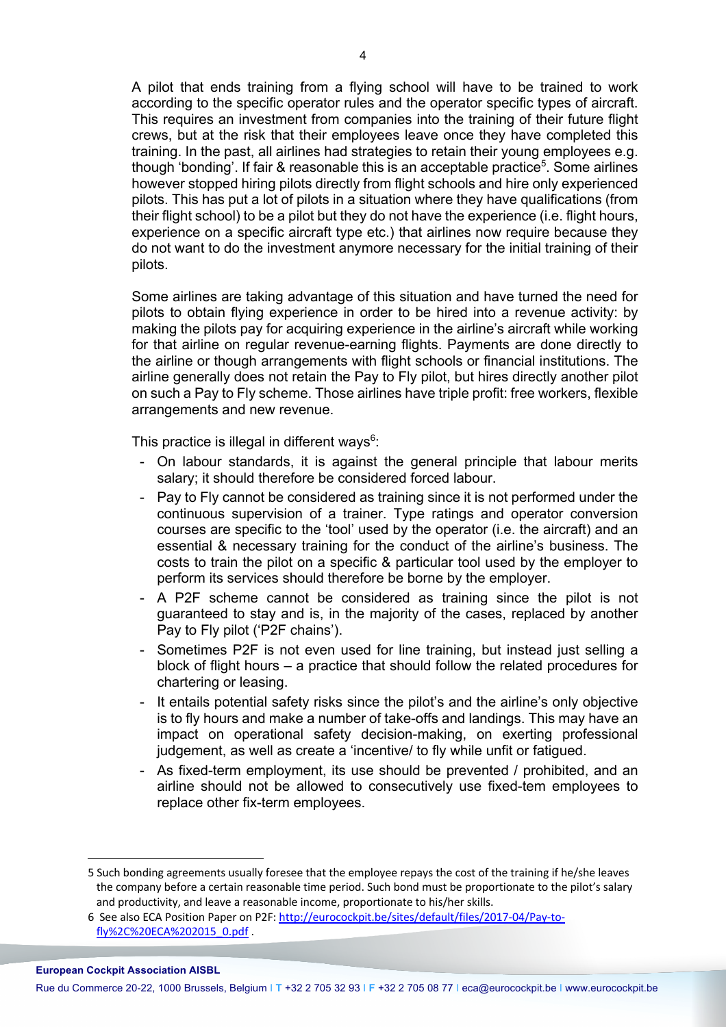A pilot that ends training from a flying school will have to be trained to work according to the specific operator rules and the operator specific types of aircraft. This requires an investment from companies into the training of their future flight crews, but at the risk that their employees leave once they have completed this training. In the past, all airlines had strategies to retain their young employees e.g. though 'bonding'. If fair & reasonable this is an acceptable practice[5]. Some airlines however stopped hiring pilots directly from flight schools and hire only experienced pilots. This has put a lot of pilots in a situation where they have qualifications (from their flight school) to be a pilot but they do not have the experience (i.e. flight hours, experience on a specific aircraft type etc.) that airlines now require because they do not want to do the investment anymore necessary for the initial training of their pilots.

Some airlines are taking advantage of this situation and have turned the need for pilots to obtain flying experience in order to be hired into a revenue activity: by making the pilots pay for acquiring experience in the airline's aircraft while working for that airline on regular revenue-earning flights. Payments are done directly to the airline or though arrangements with flight schools or financial institutions. The airline generally does not retain the Pay to Fly pilot, but hires directly another pilot on such a Pay to Fly scheme. Those airlines have triple profit: free workers, flexible arrangements and new revenue.

This practice is illegal in different ways[6]:

- On labour standards, it is against the general principle that labour merits salary; it should therefore be considered forced labour.
- Pay to Fly cannot be considered as training since it is not performed under the continuous supervision of a trainer. Type ratings and operator conversion courses are specific to the 'tool' used by the operator (i.e. the aircraft) and an essential & necessary training for the conduct of the airline's business. The costs to train the pilot on a specific & particular tool used by the employer to perform its services should therefore be borne by the employer.
- A P2F scheme cannot be considered as training since the pilot is not guaranteed to stay and is, in the majority of the cases, replaced by another Pay to Fly pilot ('P2F chains').
- Sometimes P2F is not even used for line training, but instead just selling a block of flight hours – a practice that should follow the related procedures for chartering or leasing.
- It entails potential safety risks since the pilot's and the airline's only objective is to fly hours and make a number of take-offs and landings. This may have an impact on operational safety decision-making, on exerting professional judgement, as well as create a 'incentive/ to fly while unfit or fatigued.
- As fixed-term employment, its use should be prevented / prohibited, and an airline should not be allowed to consecutively use fixed-tem employees to replace other fix-term employees.

---

5 Such bonding agreements usually foresee that the employee repays the cost of the training if he/she leaves the company before a certain reasonable time period. Such bond must be proportionate to the pilot's salary and productivity, and leave a reasonable income, proportionate to his/her skills.

6 See also ECA Position Paper on P2F: http://eurocockpit.be/sites/default/files/2017-04/Pay-to-fly%2C%20ECA%202015_0.pdf .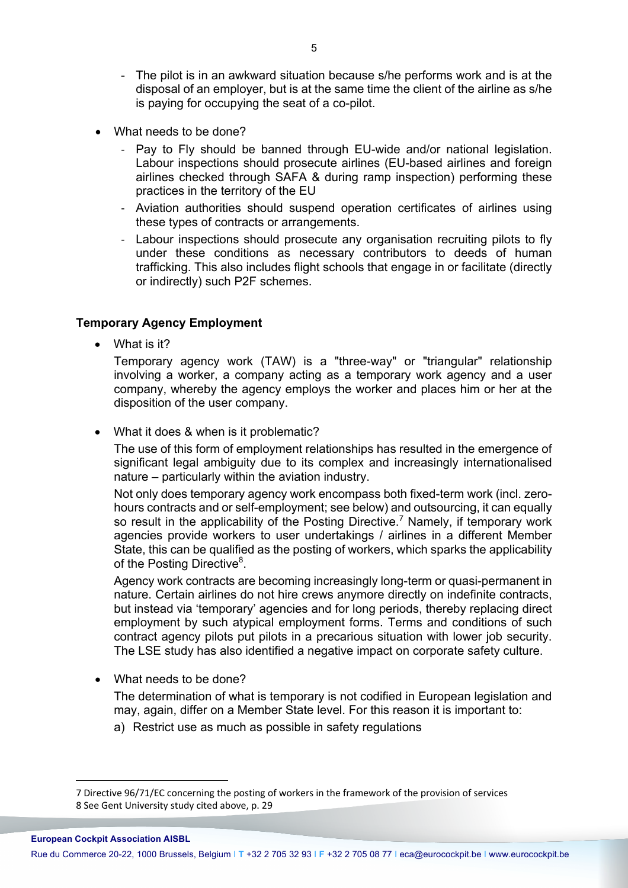- The pilot is in an awkward situation because s/he performs work and is at the disposal of an employer, but is at the same time the client of the airline as s/he is paying for occupying the seat of a co-pilot.

- What needs to be done?
  - Pay to Fly should be banned through EU-wide and/or national legislation. Labour inspections should prosecute airlines (EU-based airlines and foreign airlines checked through SAFA & during ramp inspection) performing these practices in the territory of the EU
  - Aviation authorities should suspend operation certificates of airlines using these types of contracts or arrangements.
  - Labour inspections should prosecute any organisation recruiting pilots to fly under these conditions as necessary contributors to deeds of human trafficking. This also includes flight schools that engage in or facilitate (directly or indirectly) such P2F schemes.

**Temporary Agency Employment**

- What is it?

  Temporary agency work (TAW) is a "three-way" or "triangular" relationship involving a worker, a company acting as a temporary work agency and a user company, whereby the agency employs the worker and places him or her at the disposition of the user company.

- What it does & when is it problematic?

  The use of this form of employment relationships has resulted in the emergence of significant legal ambiguity due to its complex and increasingly internationalised nature – particularly within the aviation industry.

  Not only does temporary agency work encompass both fixed-term work (incl. zero-hours contracts and or self-employment; see below) and outsourcing, it can equally so result in the applicability of the Posting Directive.[7] Namely, if temporary work agencies provide workers to user undertakings / airlines in a different Member State, this can be qualified as the posting of workers, which sparks the applicability of the Posting Directive[8].

  Agency work contracts are becoming increasingly long-term or quasi-permanent in nature. Certain airlines do not hire crews anymore directly on indefinite contracts, but instead via 'temporary' agencies and for long periods, thereby replacing direct employment by such atypical employment forms. Terms and conditions of such contract agency pilots put pilots in a precarious situation with lower job security. The LSE study has also identified a negative impact on corporate safety culture.

- What needs to be done?

  The determination of what is temporary is not codified in European legislation and may, again, differ on a Member State level. For this reason it is important to:

  a) Restrict use as much as possible in safety regulations

---

7 Directive 96/71/EC concerning the posting of workers in the framework of the provision of services

8 See Gent University study cited above, p. 29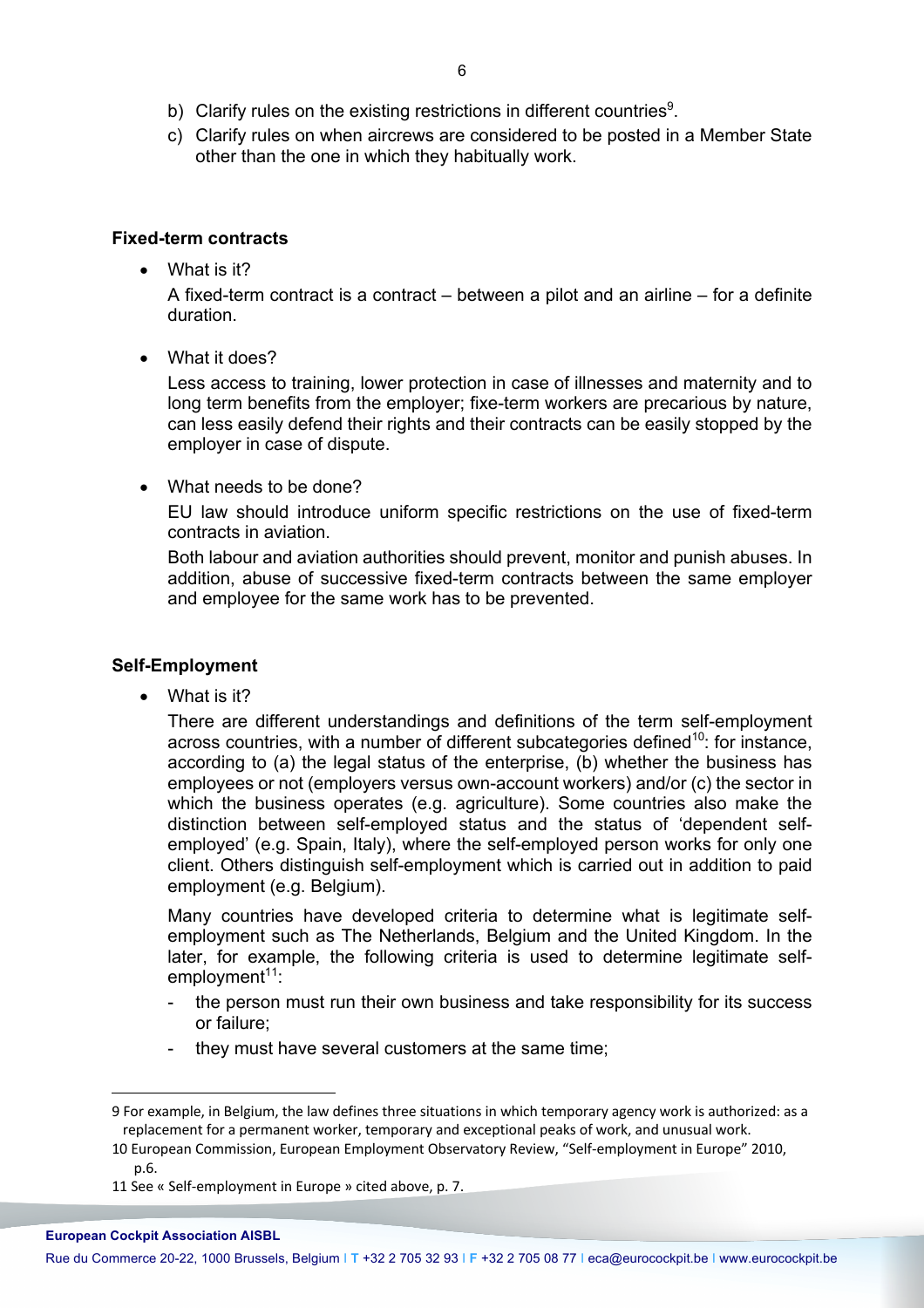b) Clarify rules on the existing restrictions in different countries[9].

c) Clarify rules on when aircrews are considered to be posted in a Member State other than the one in which they habitually work.

**Fixed-term contracts**

- What is it?

  A fixed-term contract is a contract – between a pilot and an airline – for a definite duration.

- What it does?

  Less access to training, lower protection in case of illnesses and maternity and to long term benefits from the employer; fixe-term workers are precarious by nature, can less easily defend their rights and their contracts can be easily stopped by the employer in case of dispute.

- What needs to be done?

  EU law should introduce uniform specific restrictions on the use of fixed-term contracts in aviation.

  Both labour and aviation authorities should prevent, monitor and punish abuses. In addition, abuse of successive fixed-term contracts between the same employer and employee for the same work has to be prevented.

**Self-Employment**

- What is it?

  There are different understandings and definitions of the term self-employment across countries, with a number of different subcategories defined[10]: for instance, according to (a) the legal status of the enterprise, (b) whether the business has employees or not (employers versus own-account workers) and/or (c) the sector in which the business operates (e.g. agriculture). Some countries also make the distinction between self-employed status and the status of 'dependent self-employed' (e.g. Spain, Italy), where the self-employed person works for only one client. Others distinguish self-employment which is carried out in addition to paid employment (e.g. Belgium).

  Many countries have developed criteria to determine what is legitimate self-employment such as The Netherlands, Belgium and the United Kingdom. In the later, for example, the following criteria is used to determine legitimate self-employment[11]:

  - the person must run their own business and take responsibility for its success or failure;
  - they must have several customers at the same time;

---

9 For example, in Belgium, the law defines three situations in which temporary agency work is authorized: as a replacement for a permanent worker, temporary and exceptional peaks of work, and unusual work.

10 European Commission, European Employment Observatory Review, "Self-employment in Europe" 2010, p.6.

11 See « Self-employment in Europe » cited above, p. 7.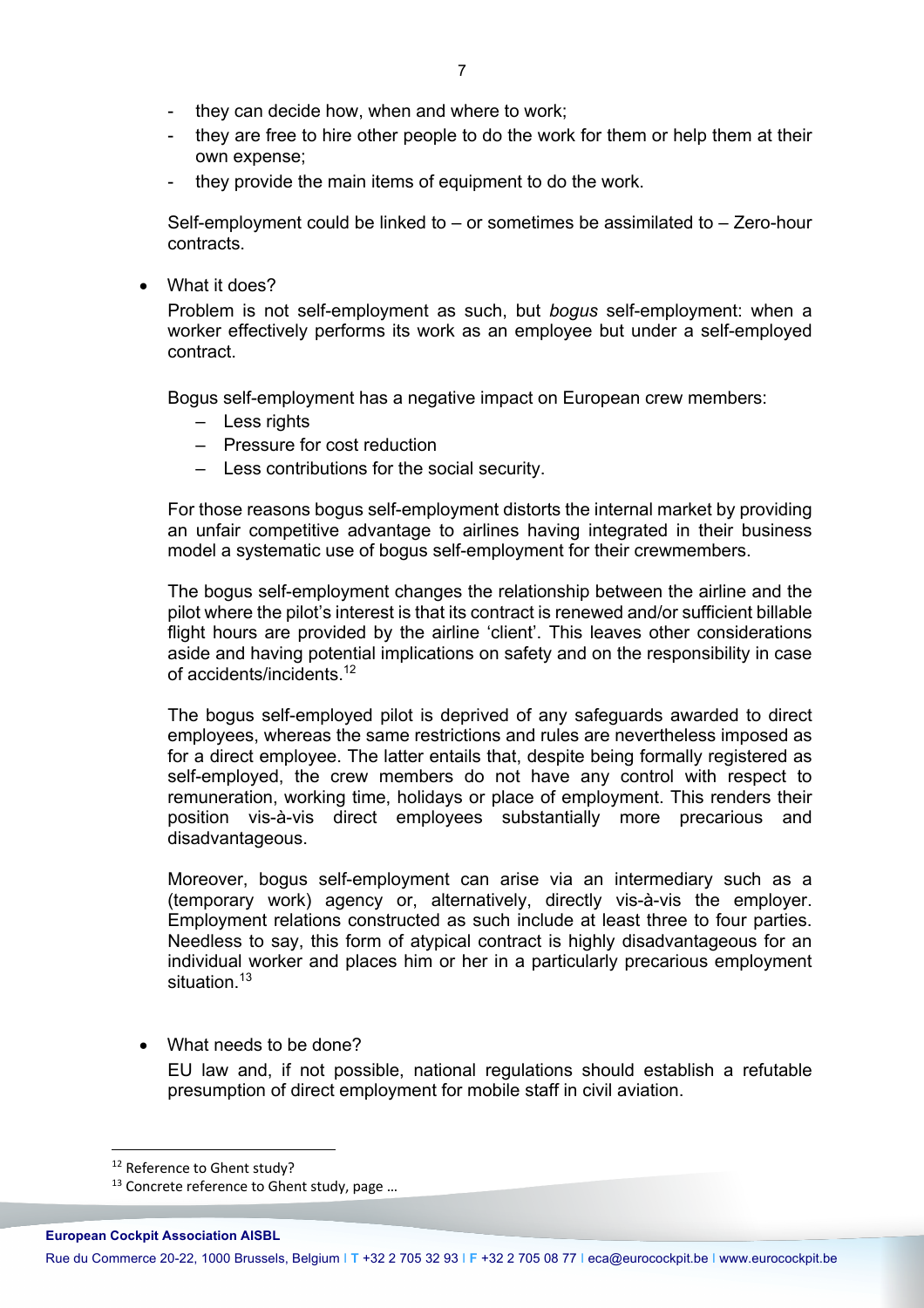- they can decide how, when and where to work;
- they are free to hire other people to do the work for them or help them at their own expense;
- they provide the main items of equipment to do the work.

Self-employment could be linked to – or sometimes be assimilated to – Zero-hour contracts.

- What it does?

  Problem is not self-employment as such, but *bogus* self-employment: when a worker effectively performs its work as an employee but under a self-employed contract.

  Bogus self-employment has a negative impact on European crew members:
  - Less rights
  - Pressure for cost reduction
  - Less contributions for the social security.

  For those reasons bogus self-employment distorts the internal market by providing an unfair competitive advantage to airlines having integrated in their business model a systematic use of bogus self-employment for their crewmembers.

  The bogus self-employment changes the relationship between the airline and the pilot where the pilot's interest is that its contract is renewed and/or sufficient billable flight hours are provided by the airline 'client'. This leaves other considerations aside and having potential implications on safety and on the responsibility in case of accidents/incidents.[12]

  The bogus self-employed pilot is deprived of any safeguards awarded to direct employees, whereas the same restrictions and rules are nevertheless imposed as for a direct employee. The latter entails that, despite being formally registered as self-employed, the crew members do not have any control with respect to remuneration, working time, holidays or place of employment. This renders their position vis-à-vis direct employees substantially more precarious and disadvantageous.

  Moreover, bogus self-employment can arise via an intermediary such as a (temporary work) agency or, alternatively, directly vis-à-vis the employer. Employment relations constructed as such include at least three to four parties. Needless to say, this form of atypical contract is highly disadvantageous for an individual worker and places him or her in a particularly precarious employment situation.[13]

- What needs to be done?

  EU law and, if not possible, national regulations should establish a refutable presumption of direct employment for mobile staff in civil aviation.

---

[12] Reference to Ghent study?

[13] Concrete reference to Ghent study, page …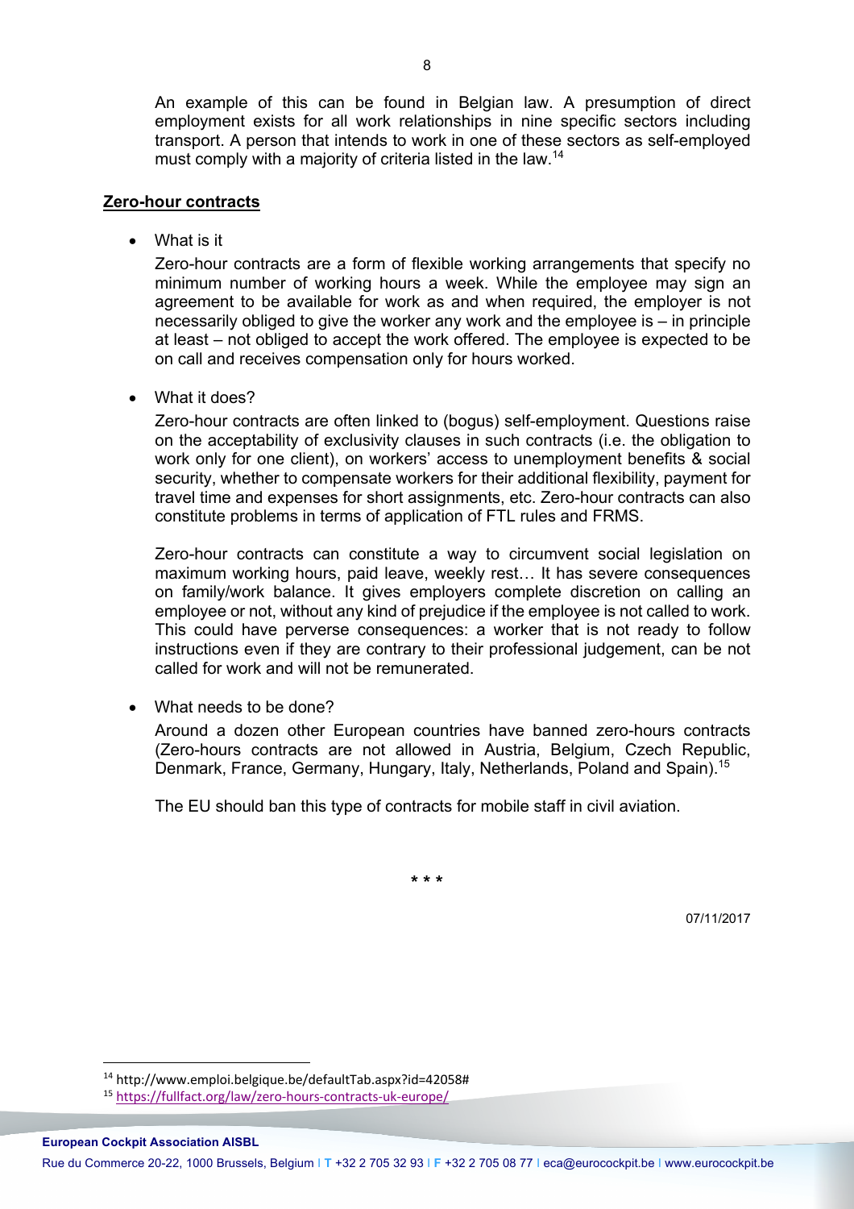An example of this can be found in Belgian law. A presumption of direct employment exists for all work relationships in nine specific sectors including transport. A person that intends to work in one of these sectors as self-employed must comply with a majority of criteria listed in the law.[14]

**Zero-hour contracts**

- What is it

  Zero-hour contracts are a form of flexible working arrangements that specify no minimum number of working hours a week. While the employee may sign an agreement to be available for work as and when required, the employer is not necessarily obliged to give the worker any work and the employee is – in principle at least – not obliged to accept the work offered. The employee is expected to be on call and receives compensation only for hours worked.

- What it does?

  Zero-hour contracts are often linked to (bogus) self-employment. Questions raise on the acceptability of exclusivity clauses in such contracts (i.e. the obligation to work only for one client), on workers' access to unemployment benefits & social security, whether to compensate workers for their additional flexibility, payment for travel time and expenses for short assignments, etc. Zero-hour contracts can also constitute problems in terms of application of FTL rules and FRMS.

  Zero-hour contracts can constitute a way to circumvent social legislation on maximum working hours, paid leave, weekly rest… It has severe consequences on family/work balance. It gives employers complete discretion on calling an employee or not, without any kind of prejudice if the employee is not called to work. This could have perverse consequences: a worker that is not ready to follow instructions even if they are contrary to their professional judgement, can be not called for work and will not be remunerated.

- What needs to be done?

  Around a dozen other European countries have banned zero-hours contracts (Zero-hours contracts are not allowed in Austria, Belgium, Czech Republic, Denmark, France, Germany, Hungary, Italy, Netherlands, Poland and Spain).[15]

  The EU should ban this type of contracts for mobile staff in civil aviation.

\* \* \*

07/11/2017

---

[14] http://www.emploi.belgique.be/defaultTab.aspx?id=42058#

[15] https://fullfact.org/law/zero-hours-contracts-uk-europe/